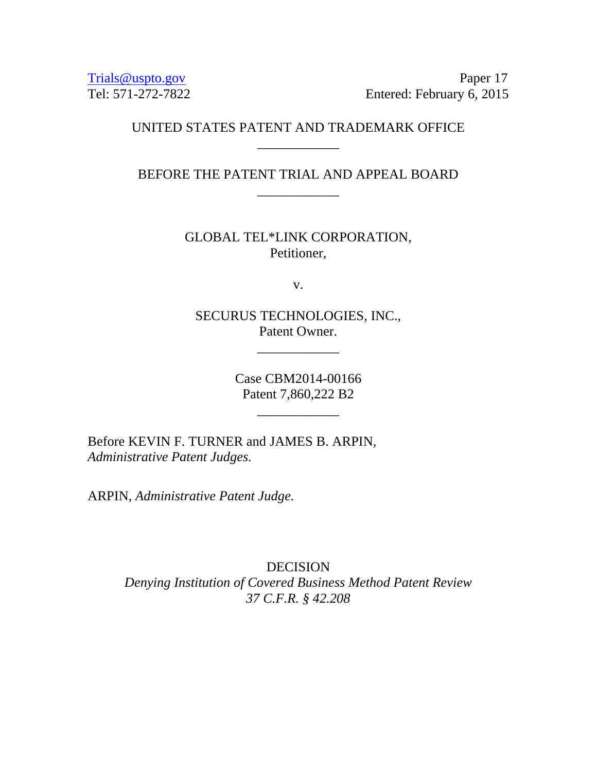Trials@uspto.gov
Tel: 571-272-7822

Paper 17
Entered: February 6, 2015

UNITED STATES PATENT AND TRADEMARK OFFICE

____________

BEFORE THE PATENT TRIAL AND APPEAL BOARD

____________

GLOBAL TEL*LINK CORPORATION,
Petitioner,

v.

SECURUS TECHNOLOGIES, INC.,
Patent Owner.

____________

Case CBM2014-00166
Patent 7,860,222 B2

____________

Before KEVIN F. TURNER and JAMES B. ARPIN, *Administrative Patent Judges.*

ARPIN, *Administrative Patent Judge.*

DECISION
*Denying Institution of Covered Business Method Patent Review*
*37 C.F.R. § 42.208*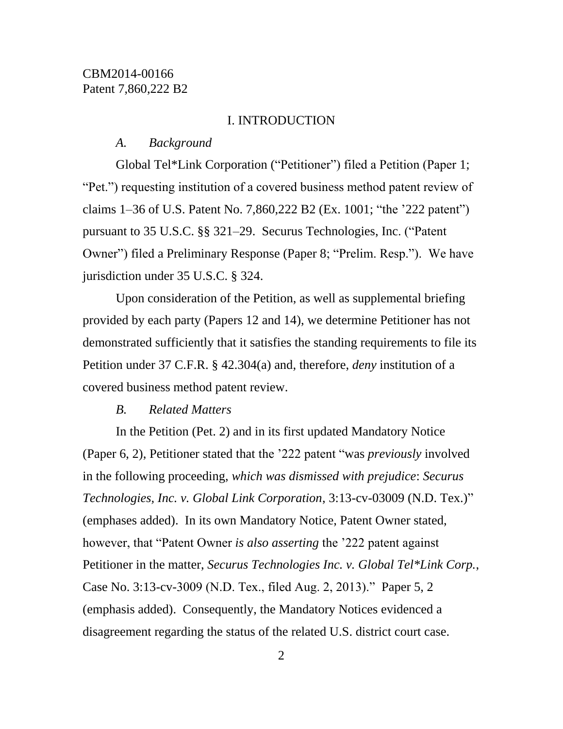# I. INTRODUCTION

## *A. Background*

Global Tel*Link Corporation ("Petitioner") filed a Petition (Paper 1; "Pet.") requesting institution of a covered business method patent review of claims 1–36 of U.S. Patent No. 7,860,222 B2 (Ex. 1001; "the '222 patent") pursuant to 35 U.S.C. §§ 321–29. Securus Technologies, Inc. ("Patent Owner") filed a Preliminary Response (Paper 8; "Prelim. Resp."). We have jurisdiction under 35 U.S.C. § 324.

Upon consideration of the Petition, as well as supplemental briefing provided by each party (Papers 12 and 14), we determine Petitioner has not demonstrated sufficiently that it satisfies the standing requirements to file its Petition under 37 C.F.R. § 42.304(a) and, therefore, *deny* institution of a covered business method patent review.

## *B. Related Matters*

In the Petition (Pet. 2) and in its first updated Mandatory Notice (Paper 6, 2), Petitioner stated that the '222 patent "was *previously* involved in the following proceeding, *which was dismissed with prejudice*: *Securus Technologies, Inc. v. Global Link Corporation*, 3:13-cv-03009 (N.D. Tex.)" (emphases added). In its own Mandatory Notice, Patent Owner stated, however, that "Patent Owner *is also asserting* the '222 patent against Petitioner in the matter, *Securus Technologies Inc. v. Global Tel*Link Corp.*, Case No. 3:13-cv-3009 (N.D. Tex., filed Aug. 2, 2013)." Paper 5, 2 (emphasis added). Consequently, the Mandatory Notices evidenced a disagreement regarding the status of the related U.S. district court case.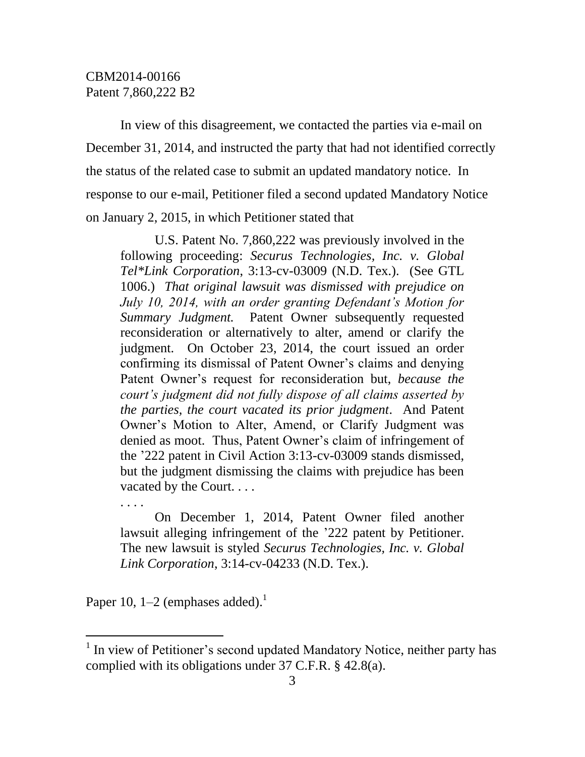In view of this disagreement, we contacted the parties via e-mail on December 31, 2014, and instructed the party that had not identified correctly the status of the related case to submit an updated mandatory notice. In response to our e-mail, Petitioner filed a second updated Mandatory Notice on January 2, 2015, in which Petitioner stated that

> U.S. Patent No. 7,860,222 was previously involved in the following proceeding: ***Securus Technologies**, Inc. v. Global Tel\*Link Corporation*, 3:13-cv-03009 (N.D. Tex.). (See GTL 1006.) *That original lawsuit was dismissed with prejudice on July 10, 2014, with an order granting Defendant's Motion for Summary Judgment.* Patent Owner subsequently requested reconsideration or alternatively to alter, amend or clarify the judgment. On October 23, 2014, the court issued an order confirming its dismissal of Patent Owner's claims and denying Patent Owner's request for reconsideration but, *because the court's judgment did not fully dispose of all claims asserted by the parties, the court vacated its prior judgment*. And Patent Owner's Motion to Alter, Amend, or Clarify Judgment was denied as moot. Thus, Patent Owner's claim of infringement of the '222 patent in Civil Action 3:13-cv-03009 stands dismissed, but the judgment dismissing the claims with prejudice has been vacated by the Court. . . .
>
> . . . .
>
> On December 1, 2014, Patent Owner filed another lawsuit alleging infringement of the '222 patent by Petitioner. The new lawsuit is styled *Securus Technologies, Inc. v. Global Link Corporation*, 3:14-cv-04233 (N.D. Tex.).

Paper 10, 1–2 (emphases added).[1]

---

[1] In view of Petitioner's second updated Mandatory Notice, neither party has complied with its obligations under 37 C.F.R. § 42.8(a).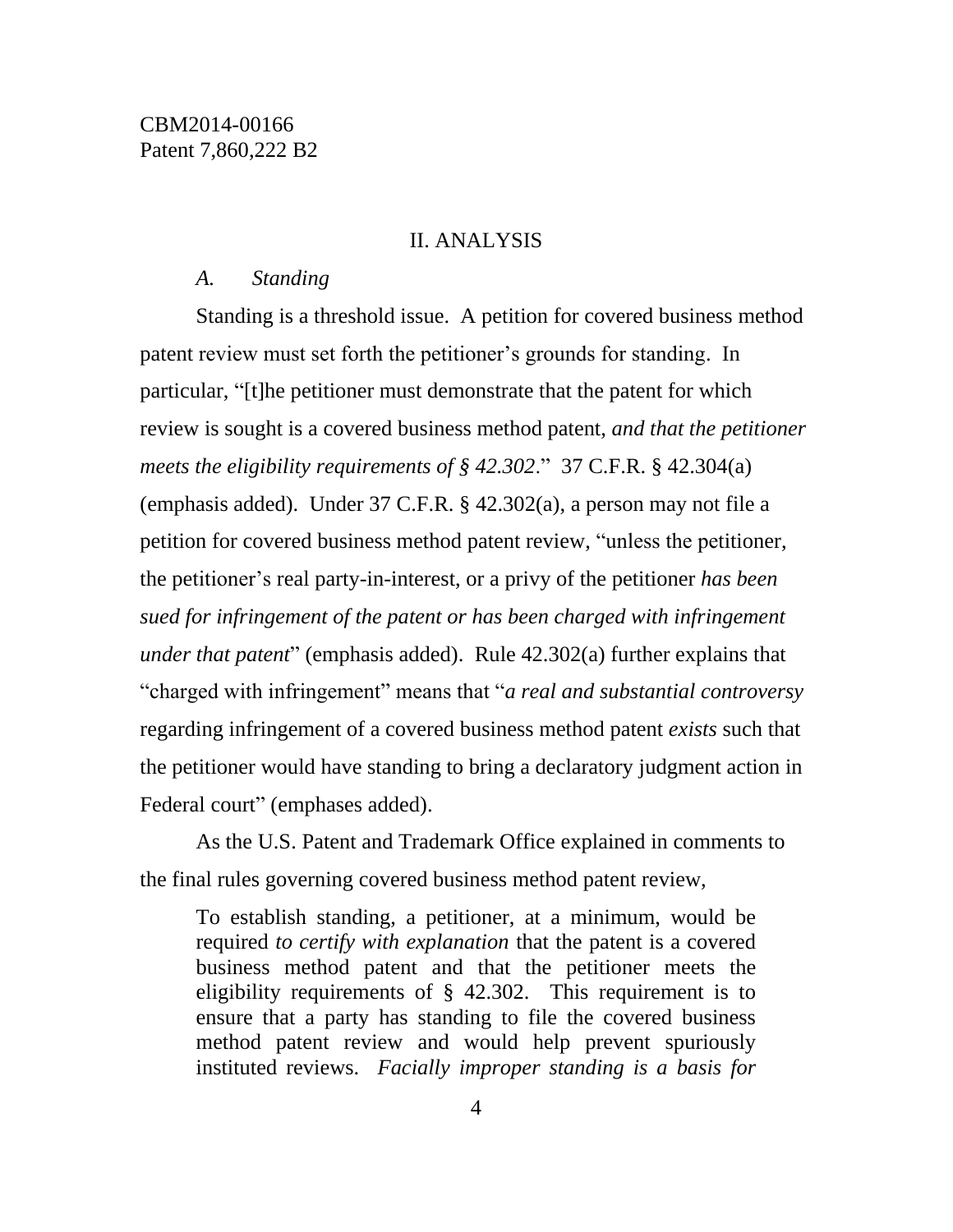## II. ANALYSIS

### *A. Standing*

Standing is a threshold issue. A petition for covered business method patent review must set forth the petitioner's grounds for standing. In particular, "[t]he petitioner must demonstrate that the patent for which review is sought is a covered business method patent, *and that the petitioner meets the eligibility requirements of § 42.302*." 37 C.F.R. § 42.304(a) (emphasis added). Under 37 C.F.R. § 42.302(a), a person may not file a petition for covered business method patent review, "unless the petitioner, the petitioner's real party-in-interest, or a privy of the petitioner *has been sued for infringement of the patent or has been charged with infringement under that patent*" (emphasis added). Rule 42.302(a) further explains that "charged with infringement" means that "*a real and substantial controversy* regarding infringement of a covered business method patent *exists* such that the petitioner would have standing to bring a declaratory judgment action in Federal court" (emphases added).

As the U.S. Patent and Trademark Office explained in comments to the final rules governing covered business method patent review,

> To establish standing, a petitioner, at a minimum, would be required *to certify with explanation* that the patent is a covered business method patent and that the petitioner meets the eligibility requirements of § 42.302. This requirement is to ensure that a party has standing to file the covered business method patent review and would help prevent spuriously instituted reviews. *Facially improper standing is a basis for*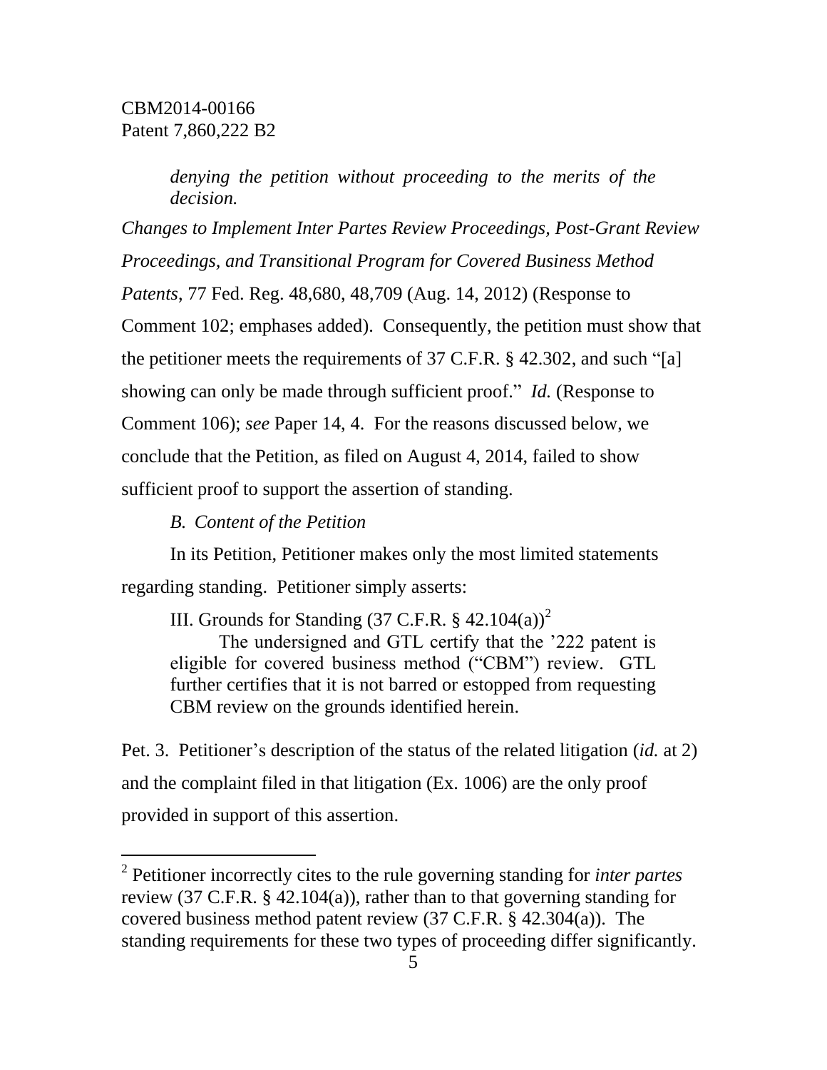> *denying the petition without proceeding to the merits of the decision.*

*Changes to Implement Inter Partes Review Proceedings, Post-Grant Review Proceedings, and Transitional Program for Covered Business Method Patents*, 77 Fed. Reg. 48,680, 48,709 (Aug. 14, 2012) (Response to Comment 102; emphases added). Consequently, the petition must show that the petitioner meets the requirements of 37 C.F.R. § 42.302, and such "[a] showing can only be made through sufficient proof." *Id.* (Response to Comment 106); *see* Paper 14, 4. For the reasons discussed below, we conclude that the Petition, as filed on August 4, 2014, failed to show sufficient proof to support the assertion of standing.

### *B. Content of the Petition*

In its Petition, Petitioner makes only the most limited statements regarding standing. Petitioner simply asserts:

> III. Grounds for Standing (37 C.F.R. § 42.104(a))[2]
>
> The undersigned and GTL certify that the '222 patent is eligible for covered business method ("CBM") review. GTL further certifies that it is not barred or estopped from requesting CBM review on the grounds identified herein.

Pet. 3. Petitioner's description of the status of the related litigation (*id.* at 2) and the complaint filed in that litigation (Ex. 1006) are the only proof provided in support of this assertion.

---

[2] Petitioner incorrectly cites to the rule governing standing for *inter partes* review (37 C.F.R. § 42.104(a)), rather than to that governing standing for covered business method patent review (37 C.F.R. § 42.304(a)). The standing requirements for these two types of proceeding differ significantly.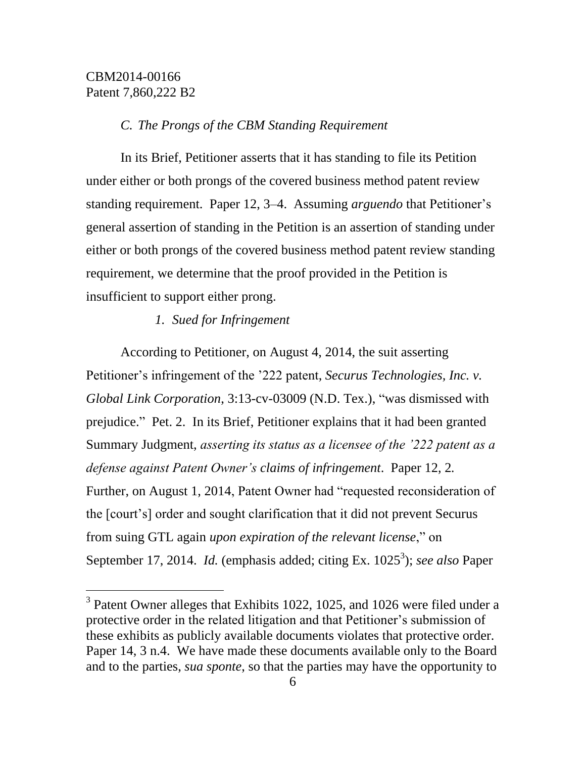*C. The Prongs of the CBM Standing Requirement*

In its Brief, Petitioner asserts that it has standing to file its Petition under either or both prongs of the covered business method patent review standing requirement. Paper 12, 3–4. Assuming *arguendo* that Petitioner's general assertion of standing in the Petition is an assertion of standing under either or both prongs of the covered business method patent review standing requirement, we determine that the proof provided in the Petition is insufficient to support either prong.

*1. Sued for Infringement*

According to Petitioner, on August 4, 2014, the suit asserting Petitioner's infringement of the '222 patent, *Securus Technologies, Inc. v. Global Link Corporation*, 3:13-cv-03009 (N.D. Tex.), "was dismissed with prejudice." Pet. 2. In its Brief, Petitioner explains that it had been granted Summary Judgment, *asserting its status as a licensee of the '222 patent as a defense against Patent Owner's claims of infringement*. Paper 12, 2. Further, on August 1, 2014, Patent Owner had "requested reconsideration of the [court's] order and sought clarification that it did not prevent Securus from suing GTL again *upon expiration of the relevant license*," on September 17, 2014. *Id.* (emphasis added; citing Ex. 1025[3]); *see also* Paper

[3] Patent Owner alleges that Exhibits 1022, 1025, and 1026 were filed under a protective order in the related litigation and that Petitioner's submission of these exhibits as publicly available documents violates that protective order. Paper 14, 3 n.4. We have made these documents available only to the Board and to the parties, *sua sponte*, so that the parties may have the opportunity to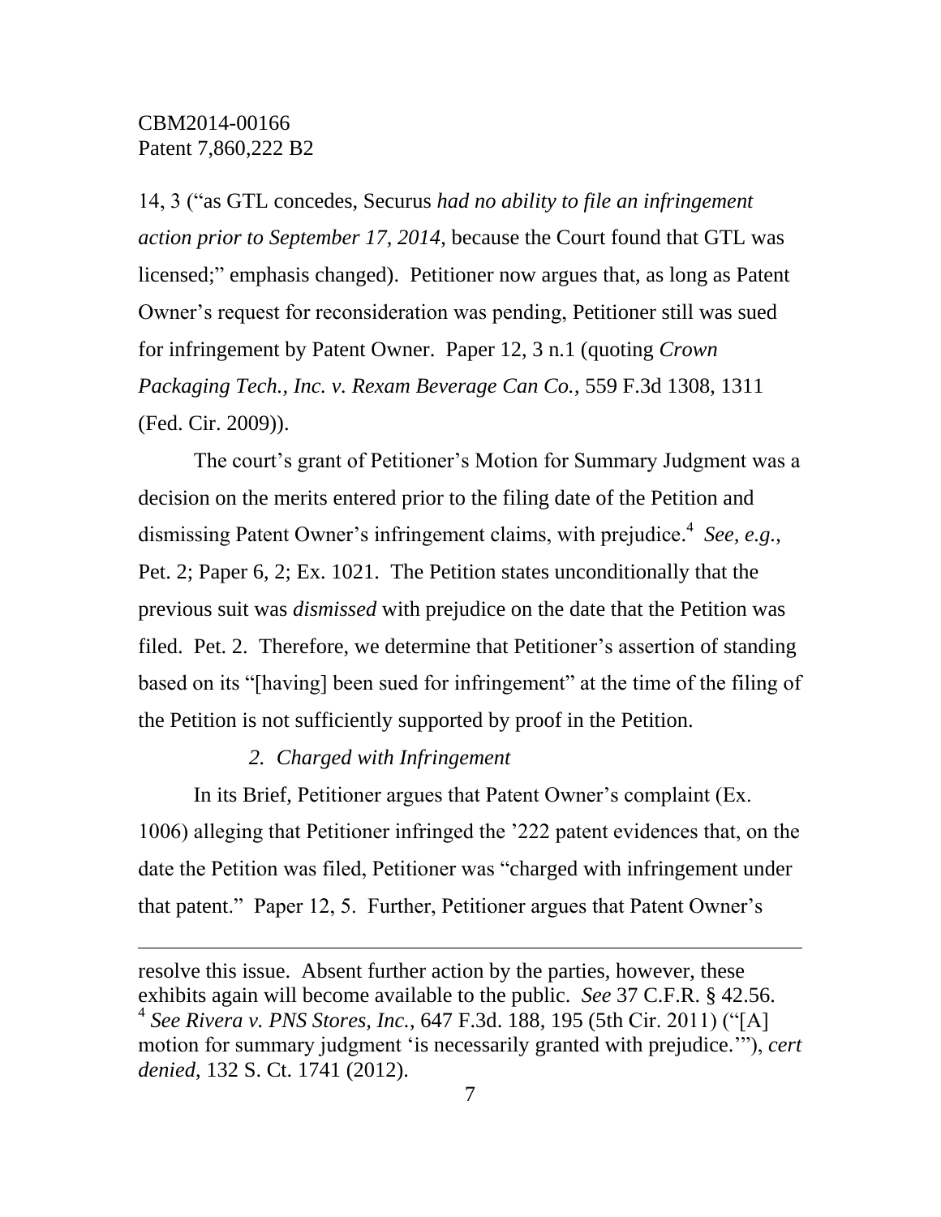14, 3 ("as GTL concedes, Securus *had no ability to file an infringement action prior to September 17, 2014,* because the Court found that GTL was licensed;" emphasis changed). Petitioner now argues that, as long as Patent Owner's request for reconsideration was pending, Petitioner still was sued for infringement by Patent Owner. Paper 12, 3 n.1 (quoting *Crown Packaging Tech., Inc. v. Rexam Beverage Can Co.*, 559 F.3d 1308, 1311 (Fed. Cir. 2009)).

The court's grant of Petitioner's Motion for Summary Judgment was a decision on the merits entered prior to the filing date of the Petition and dismissing Patent Owner's infringement claims, with prejudice.[4] *See, e.g.*, Pet. 2; Paper 6, 2; Ex. 1021. The Petition states unconditionally that the previous suit was *dismissed* with prejudice on the date that the Petition was filed. Pet. 2. Therefore, we determine that Petitioner's assertion of standing based on its "[having] been sued for infringement" at the time of the filing of the Petition is not sufficiently supported by proof in the Petition.

*2. Charged with Infringement*

In its Brief, Petitioner argues that Patent Owner's complaint (Ex. 1006) alleging that Petitioner infringed the '222 patent evidences that, on the date the Petition was filed, Petitioner was "charged with infringement under that patent." Paper 12, 5. Further, Petitioner argues that Patent Owner's

---

resolve this issue. Absent further action by the parties, however, these exhibits again will become available to the public. *See* 37 C.F.R. § 42.56.

[4] *See Rivera v. PNS Stores, Inc.*, 647 F.3d. 188, 195 (5th Cir. 2011) ("[A] motion for summary judgment 'is necessarily granted with prejudice.'"), *cert denied*, 132 S. Ct. 1741 (2012).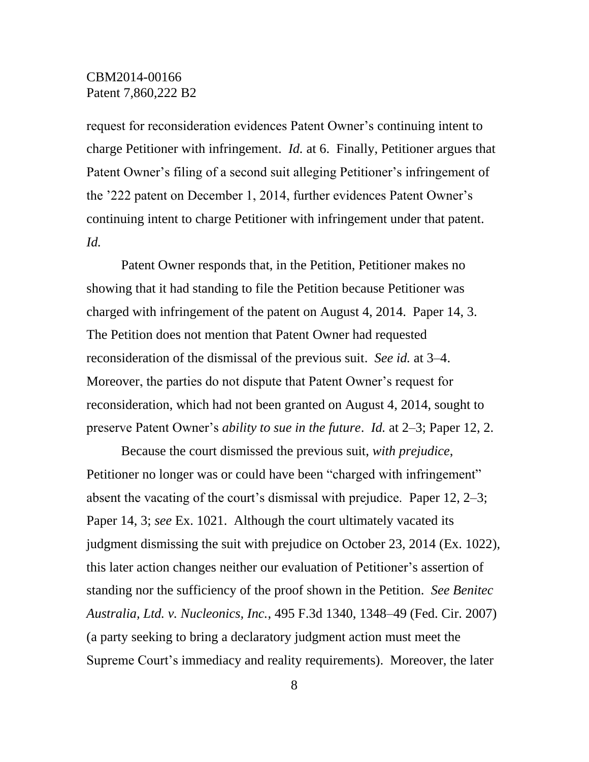request for reconsideration evidences Patent Owner's continuing intent to charge Petitioner with infringement. *Id.* at 6. Finally, Petitioner argues that Patent Owner's filing of a second suit alleging Petitioner's infringement of the '222 patent on December 1, 2014, further evidences Patent Owner's continuing intent to charge Petitioner with infringement under that patent. *Id.*

Patent Owner responds that, in the Petition, Petitioner makes no showing that it had standing to file the Petition because Petitioner was charged with infringement of the patent on August 4, 2014. Paper 14, 3. The Petition does not mention that Patent Owner had requested reconsideration of the dismissal of the previous suit. *See id.* at 3–4. Moreover, the parties do not dispute that Patent Owner's request for reconsideration, which had not been granted on August 4, 2014, sought to preserve Patent Owner's *ability to sue in the future*. *Id.* at 2–3; Paper 12, 2.

Because the court dismissed the previous suit, *with prejudice*, Petitioner no longer was or could have been "charged with infringement" absent the vacating of the court's dismissal with prejudice. Paper 12, 2–3; Paper 14, 3; *see* Ex. 1021. Although the court ultimately vacated its judgment dismissing the suit with prejudice on October 23, 2014 (Ex. 1022), this later action changes neither our evaluation of Petitioner's assertion of standing nor the sufficiency of the proof shown in the Petition. *See Benitec Australia, Ltd. v. Nucleonics, Inc.*, 495 F.3d 1340, 1348–49 (Fed. Cir. 2007) (a party seeking to bring a declaratory judgment action must meet the Supreme Court's immediacy and reality requirements). Moreover, the later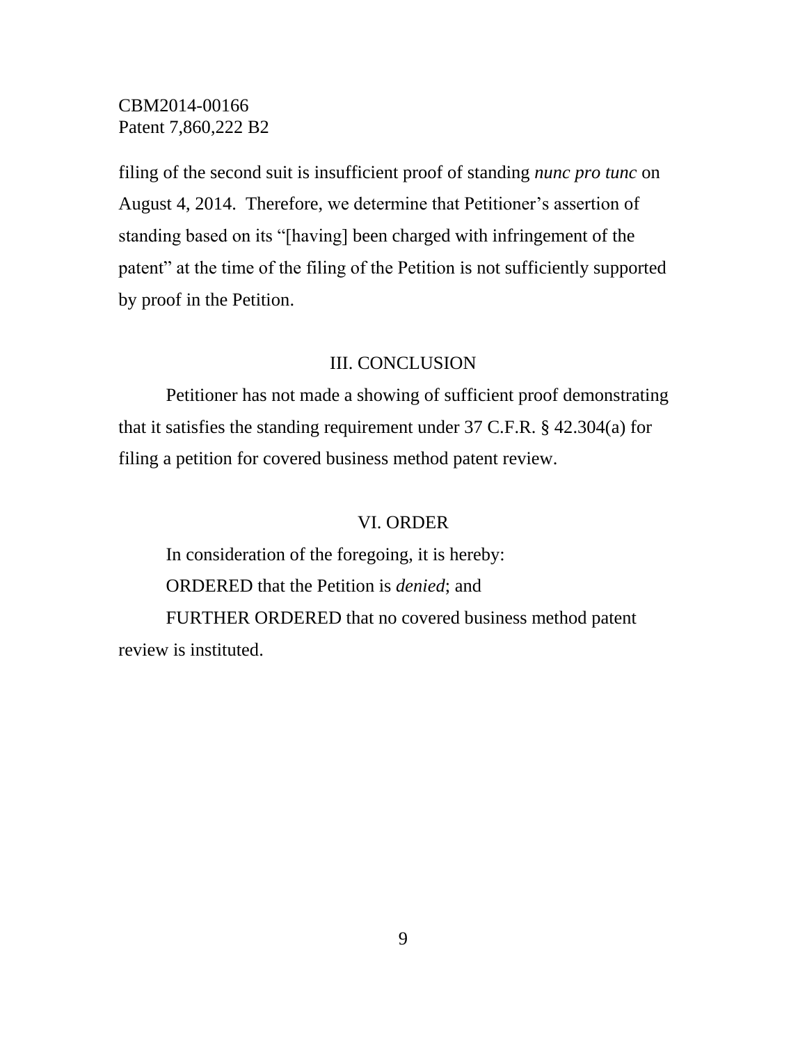filing of the second suit is insufficient proof of standing *nunc pro tunc* on August 4, 2014. Therefore, we determine that Petitioner's assertion of standing based on its "[having] been charged with infringement of the patent" at the time of the filing of the Petition is not sufficiently supported by proof in the Petition.

## III. CONCLUSION

Petitioner has not made a showing of sufficient proof demonstrating that it satisfies the standing requirement under 37 C.F.R. § 42.304(a) for filing a petition for covered business method patent review.

## VI. ORDER

In consideration of the foregoing, it is hereby:

ORDERED that the Petition is *denied*; and

FURTHER ORDERED that no covered business method patent review is instituted.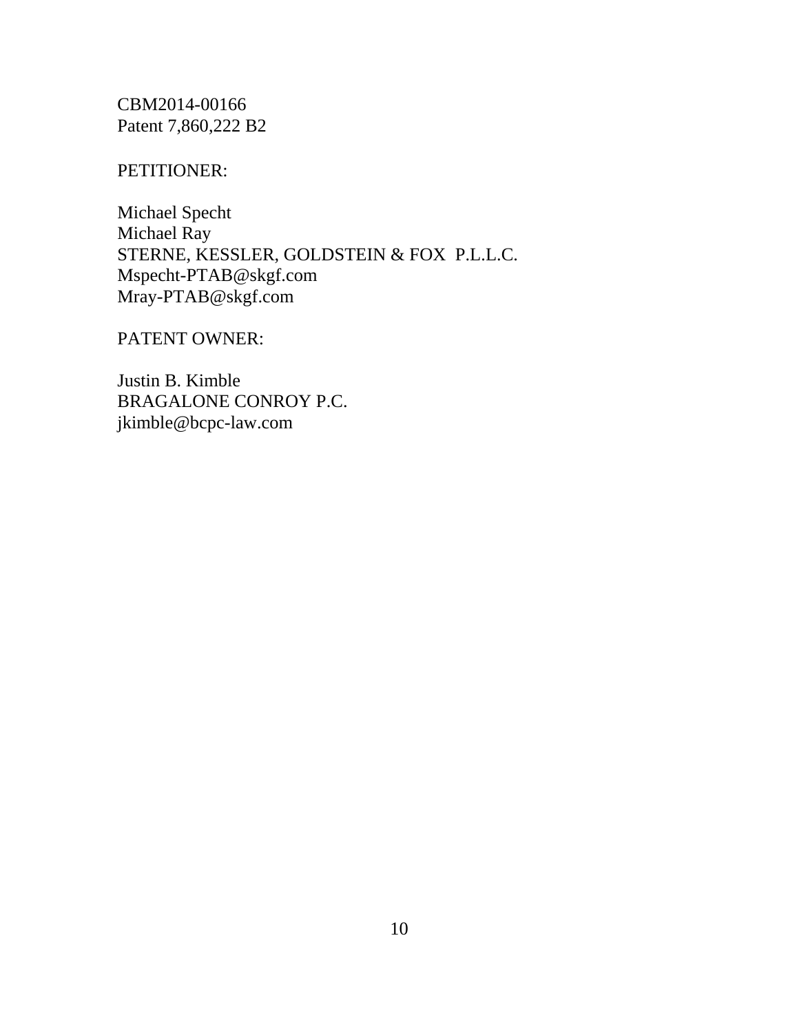CBM2014-00166
Patent 7,860,222 B2

PETITIONER:

Michael Specht
Michael Ray
STERNE, KESSLER, GOLDSTEIN & FOX P.L.L.C.
Mspecht-PTAB@skgf.com
Mray-PTAB@skgf.com

PATENT OWNER:

Justin B. Kimble
BRAGALONE CONROY P.C.
jkimble@bcpc-law.com